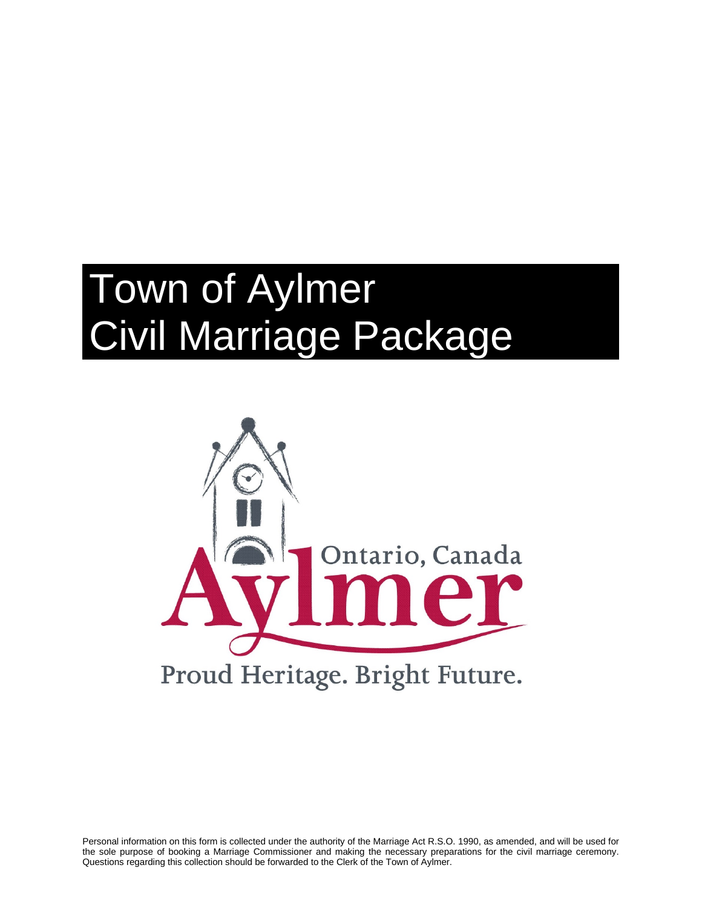# Town of Aylmer Civil Marriage Package

Ontario, Canada

Aylmer

Proud Heritage. Bright Future.

Personal information on this form is collected under the authority of the Marriage Act R.S.O. 1990, as amended, and will be used for the sole purpose of booking a Marriage Commissioner and making the necessary preparations for the civil marriage ceremony. Questions regarding this collection should be forwarded to the Clerk of the Town of Aylmer.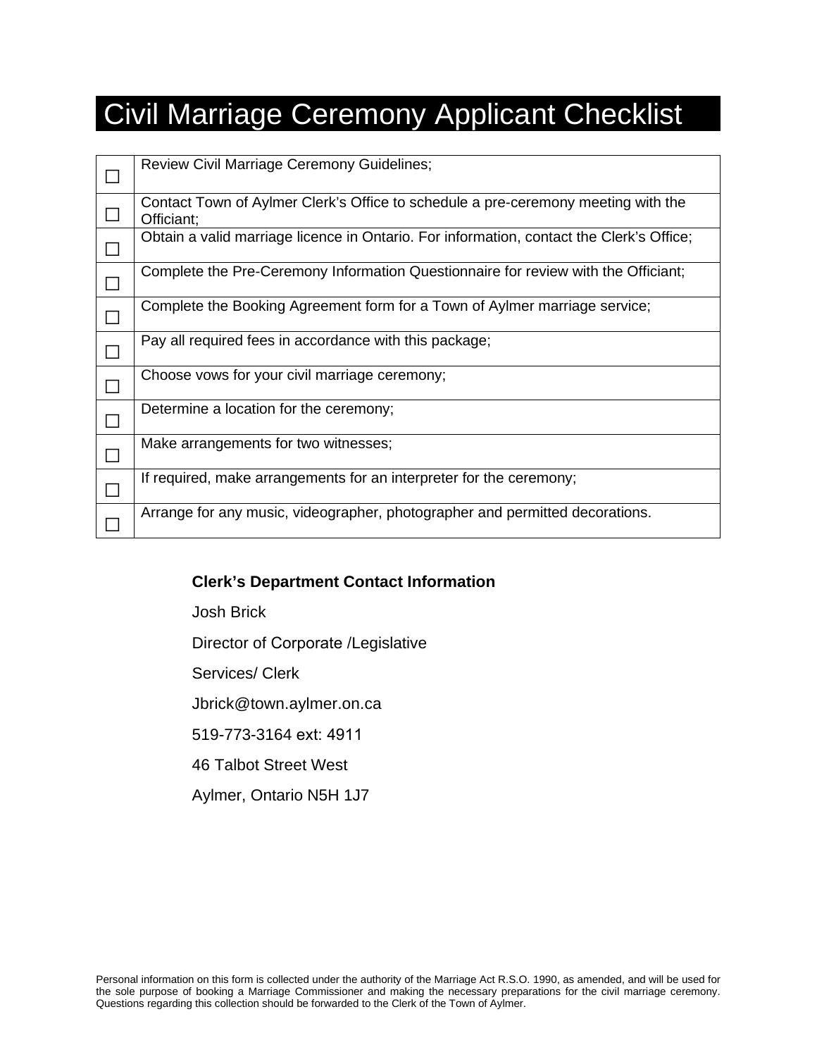# Civil Marriage Ceremony Applicant Checklist

| | |
|---|---|
| ☐ | Review Civil Marriage Ceremony Guidelines; |
| ☐ | Contact Town of Aylmer Clerk's Office to schedule a pre-ceremony meeting with the Officiant; |
| ☐ | Obtain a valid marriage licence in Ontario. For information, contact the Clerk's Office; |
| ☐ | Complete the Pre-Ceremony Information Questionnaire for review with the Officiant; |
| ☐ | Complete the Booking Agreement form for a Town of Aylmer marriage service; |
| ☐ | Pay all required fees in accordance with this package; |
| ☐ | Choose vows for your civil marriage ceremony; |
| ☐ | Determine a location for the ceremony; |
| ☐ | Make arrangements for two witnesses; |
| ☐ | If required, make arrangements for an interpreter for the ceremony; |
| ☐ | Arrange for any music, videographer, photographer and permitted decorations. |

**Clerk's Department Contact Information**

Josh Brick

Director of Corporate /Legislative

Services/ Clerk

Jbrick@town.aylmer.on.ca

519-773-3164 ext: 4911

46 Talbot Street West

Aylmer, Ontario N5H 1J7

Personal information on this form is collected under the authority of the Marriage Act R.S.O. 1990, as amended, and will be used for the sole purpose of booking a Marriage Commissioner and making the necessary preparations for the civil marriage ceremony. Questions regarding this collection should be forwarded to the Clerk of the Town of Aylmer.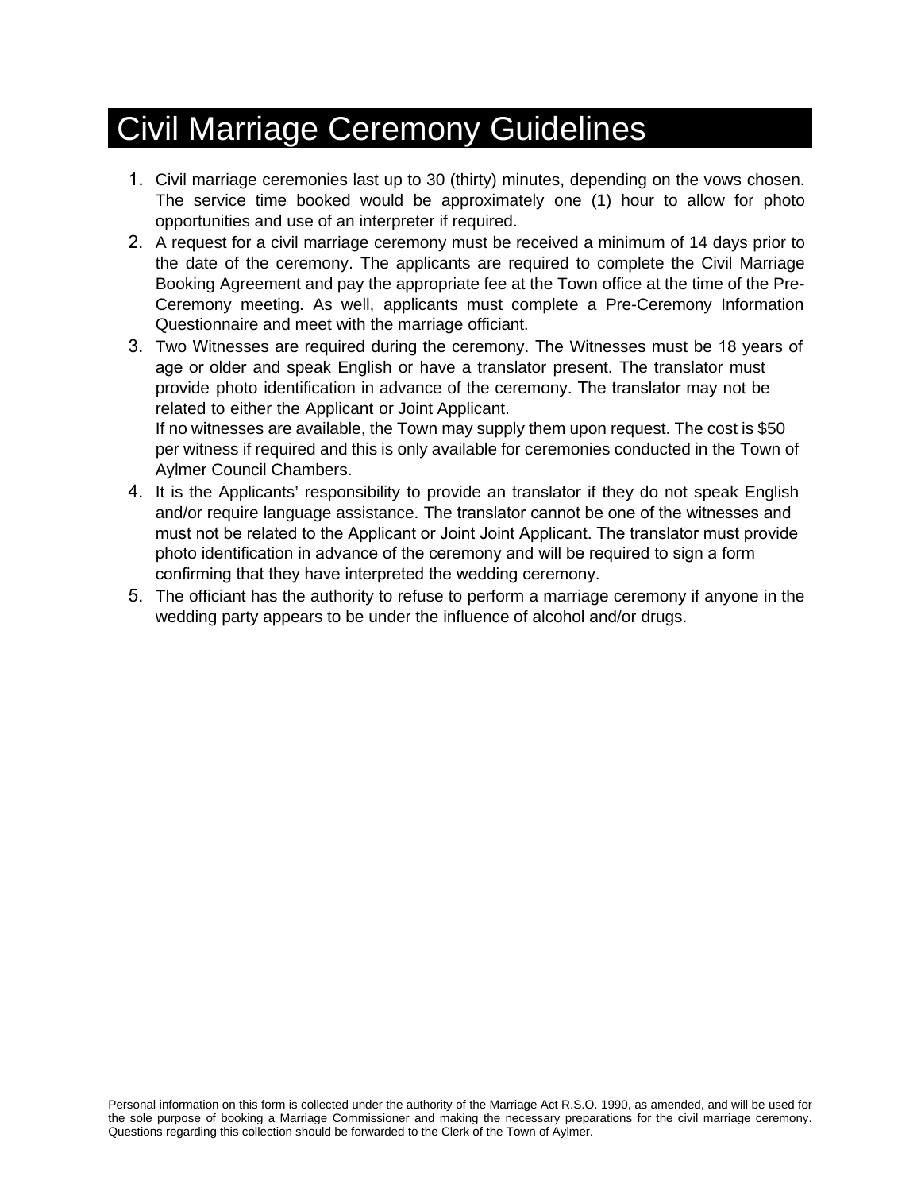# Civil Marriage Ceremony Guidelines

1. Civil marriage ceremonies last up to 30 (thirty) minutes, depending on the vows chosen. The service time booked would be approximately one (1) hour to allow for photo opportunities and use of an interpreter if required.
2. A request for a civil marriage ceremony must be received a minimum of 14 days prior to the date of the ceremony. The applicants are required to complete the Civil Marriage Booking Agreement and pay the appropriate fee at the Town office at the time of the Pre-Ceremony meeting. As well, applicants must complete a Pre-Ceremony Information Questionnaire and meet with the marriage officiant.
3. Two Witnesses are required during the ceremony. The Witnesses must be 18 years of age or older and speak English or have a translator present. The translator must provide photo identification in advance of the ceremony. The translator may not be related to either the Applicant or Joint Applicant.
   If no witnesses are available, the Town may supply them upon request. The cost is $50 per witness if required and this is only available for ceremonies conducted in the Town of Aylmer Council Chambers.
4. It is the Applicants' responsibility to provide an translator if they do not speak English and/or require language assistance. The translator cannot be one of the witnesses and must not be related to the Applicant or Joint Joint Applicant. The translator must provide photo identification in advance of the ceremony and will be required to sign a form confirming that they have interpreted the wedding ceremony.
5. The officiant has the authority to refuse to perform a marriage ceremony if anyone in the wedding party appears to be under the influence of alcohol and/or drugs.

Personal information on this form is collected under the authority of the Marriage Act R.S.O. 1990, as amended, and will be used for the sole purpose of booking a Marriage Commissioner and making the necessary preparations for the civil marriage ceremony. Questions regarding this collection should be forwarded to the Clerk of the Town of Aylmer.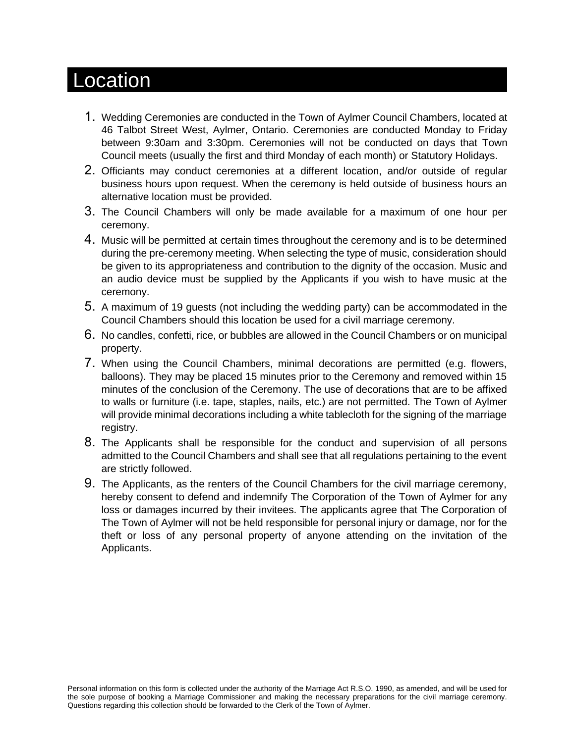# Location

1. Wedding Ceremonies are conducted in the Town of Aylmer Council Chambers, located at 46 Talbot Street West, Aylmer, Ontario. Ceremonies are conducted Monday to Friday between 9:30am and 3:30pm. Ceremonies will not be conducted on days that Town Council meets (usually the first and third Monday of each month) or Statutory Holidays.
2. Officiants may conduct ceremonies at a different location, and/or outside of regular business hours upon request. When the ceremony is held outside of business hours an alternative location must be provided.
3. The Council Chambers will only be made available for a maximum of one hour per ceremony.
4. Music will be permitted at certain times throughout the ceremony and is to be determined during the pre-ceremony meeting. When selecting the type of music, consideration should be given to its appropriateness and contribution to the dignity of the occasion. Music and an audio device must be supplied by the Applicants if you wish to have music at the ceremony.
5. A maximum of 19 guests (not including the wedding party) can be accommodated in the Council Chambers should this location be used for a civil marriage ceremony.
6. No candles, confetti, rice, or bubbles are allowed in the Council Chambers or on municipal property.
7. When using the Council Chambers, minimal decorations are permitted (e.g. flowers, balloons). They may be placed 15 minutes prior to the Ceremony and removed within 15 minutes of the conclusion of the Ceremony. The use of decorations that are to be affixed to walls or furniture (i.e. tape, staples, nails, etc.) are not permitted. The Town of Aylmer will provide minimal decorations including a white tablecloth for the signing of the marriage registry.
8. The Applicants shall be responsible for the conduct and supervision of all persons admitted to the Council Chambers and shall see that all regulations pertaining to the event are strictly followed.
9. The Applicants, as the renters of the Council Chambers for the civil marriage ceremony, hereby consent to defend and indemnify The Corporation of the Town of Aylmer for any loss or damages incurred by their invitees. The applicants agree that The Corporation of The Town of Aylmer will not be held responsible for personal injury or damage, nor for the theft or loss of any personal property of anyone attending on the invitation of the Applicants.

Personal information on this form is collected under the authority of the Marriage Act R.S.O. 1990, as amended, and will be used for the sole purpose of booking a Marriage Commissioner and making the necessary preparations for the civil marriage ceremony. Questions regarding this collection should be forwarded to the Clerk of the Town of Aylmer.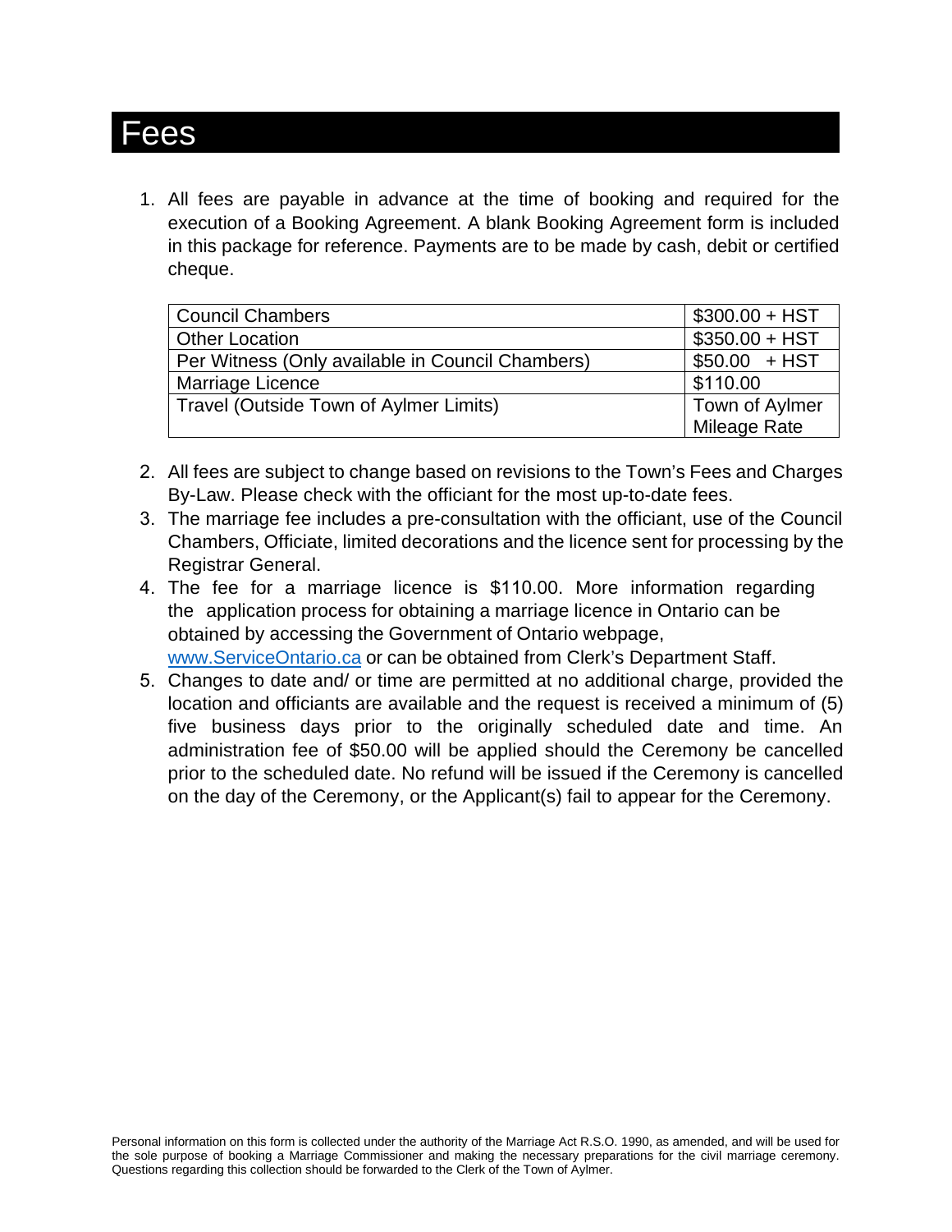# Fees

1. All fees are payable in advance at the time of booking and required for the execution of a Booking Agreement. A blank Booking Agreement form is included in this package for reference. Payments are to be made by cash, debit or certified cheque.

| Item | Fee |
|---|---|
| Council Chambers | $300.00 + HST |
| Other Location | $350.00 + HST |
| Per Witness (Only available in Council Chambers) | $50.00 + HST |
| Marriage Licence | $110.00 |
| Travel (Outside Town of Aylmer Limits) | Town of Aylmer Mileage Rate |

2. All fees are subject to change based on revisions to the Town's Fees and Charges By-Law. Please check with the officiant for the most up-to-date fees.
3. The marriage fee includes a pre-consultation with the officiant, use of the Council Chambers, Officiate, limited decorations and the licence sent for processing by the Registrar General.
4. The fee for a marriage licence is $110.00. More information regarding the application process for obtaining a marriage licence in Ontario can be obtained by accessing the Government of Ontario webpage, [www.ServiceOntario.ca](http://www.ServiceOntario.ca) or can be obtained from Clerk's Department Staff.
5. Changes to date and/ or time are permitted at no additional charge, provided the location and officiants are available and the request is received a minimum of (5) five business days prior to the originally scheduled date and time. An administration fee of $50.00 will be applied should the Ceremony be cancelled prior to the scheduled date. No refund will be issued if the Ceremony is cancelled on the day of the Ceremony, or the Applicant(s) fail to appear for the Ceremony.

Personal information on this form is collected under the authority of the Marriage Act R.S.O. 1990, as amended, and will be used for the sole purpose of booking a Marriage Commissioner and making the necessary preparations for the civil marriage ceremony. Questions regarding this collection should be forwarded to the Clerk of the Town of Aylmer.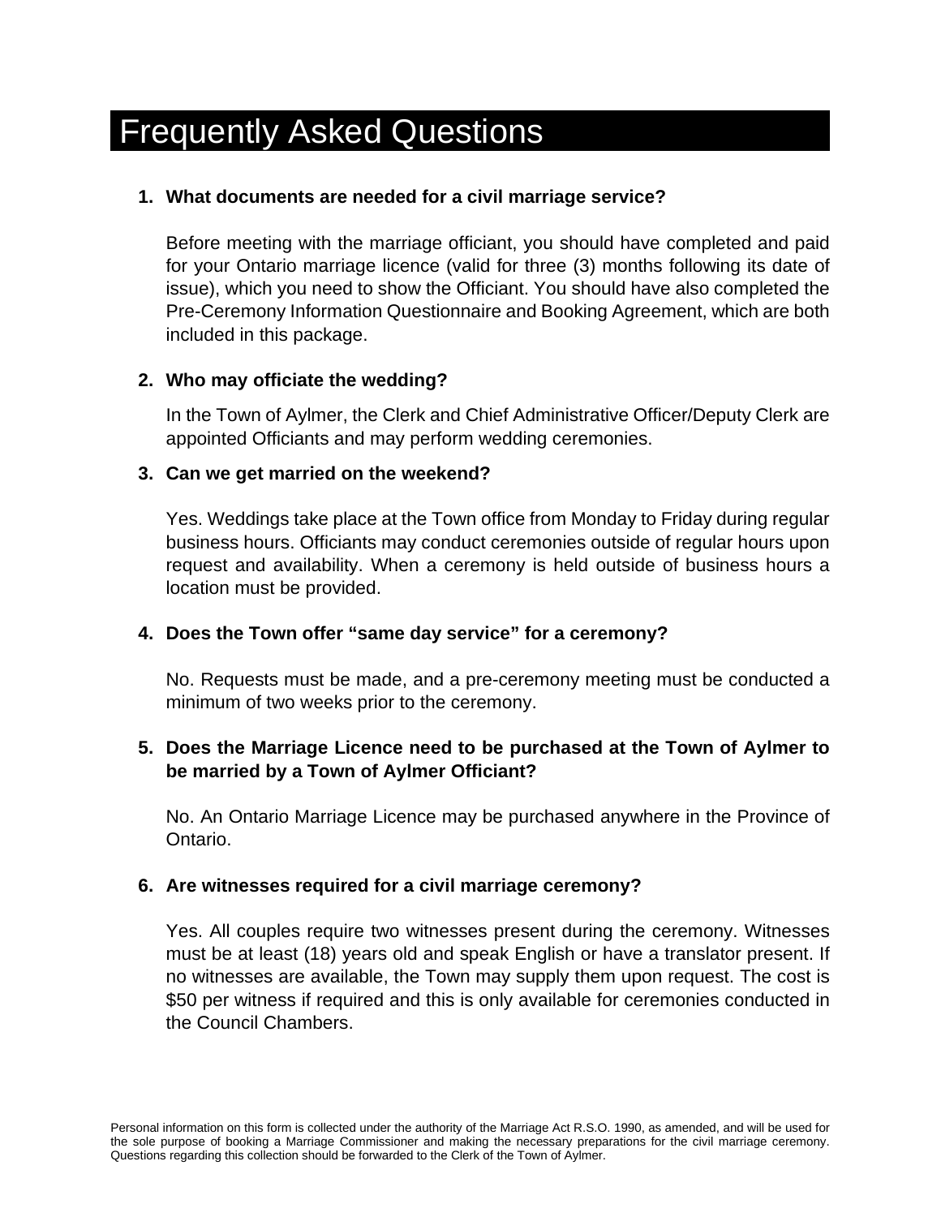# Frequently Asked Questions

1. **What documents are needed for a civil marriage service?**

   Before meeting with the marriage officiant, you should have completed and paid for your Ontario marriage licence (valid for three (3) months following its date of issue), which you need to show the Officiant. You should have also completed the Pre-Ceremony Information Questionnaire and Booking Agreement, which are both included in this package.

2. **Who may officiate the wedding?**

   In the Town of Aylmer, the Clerk and Chief Administrative Officer/Deputy Clerk are appointed Officiants and may perform wedding ceremonies.

3. **Can we get married on the weekend?**

   Yes. Weddings take place at the Town office from Monday to Friday during regular business hours. Officiants may conduct ceremonies outside of regular hours upon request and availability. When a ceremony is held outside of business hours a location must be provided.

4. **Does the Town offer "same day service" for a ceremony?**

   No. Requests must be made, and a pre-ceremony meeting must be conducted a minimum of two weeks prior to the ceremony.

5. **Does the Marriage Licence need to be purchased at the Town of Aylmer to be married by a Town of Aylmer Officiant?**

   No. An Ontario Marriage Licence may be purchased anywhere in the Province of Ontario.

6. **Are witnesses required for a civil marriage ceremony?**

   Yes. All couples require two witnesses present during the ceremony. Witnesses must be at least (18) years old and speak English or have a translator present. If no witnesses are available, the Town may supply them upon request. The cost is $50 per witness if required and this is only available for ceremonies conducted in the Council Chambers.

Personal information on this form is collected under the authority of the Marriage Act R.S.O. 1990, as amended, and will be used for the sole purpose of booking a Marriage Commissioner and making the necessary preparations for the civil marriage ceremony. Questions regarding this collection should be forwarded to the Clerk of the Town of Aylmer.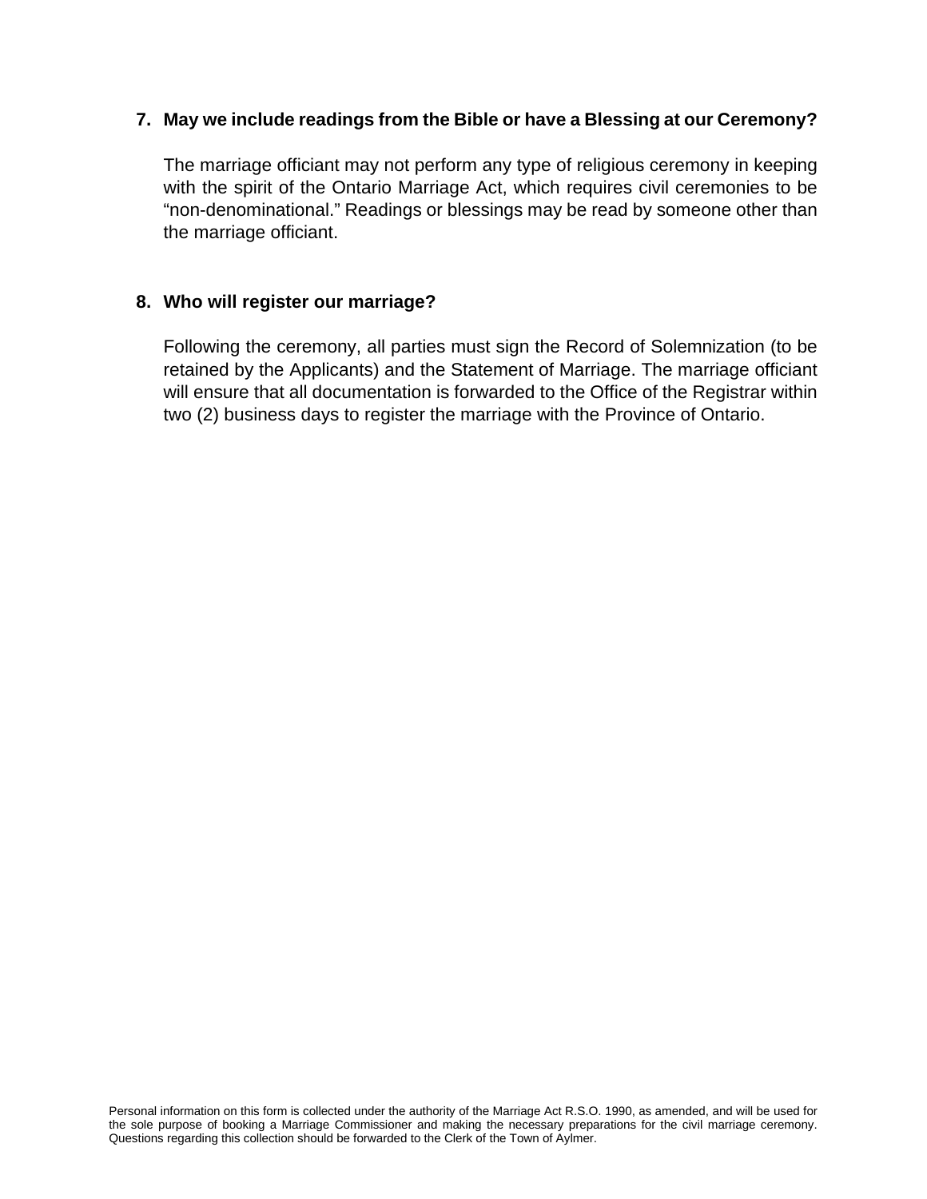**7. May we include readings from the Bible or have a Blessing at our Ceremony?**

The marriage officiant may not perform any type of religious ceremony in keeping with the spirit of the Ontario Marriage Act, which requires civil ceremonies to be "non-denominational." Readings or blessings may be read by someone other than the marriage officiant.

**8. Who will register our marriage?**

Following the ceremony, all parties must sign the Record of Solemnization (to be retained by the Applicants) and the Statement of Marriage. The marriage officiant will ensure that all documentation is forwarded to the Office of the Registrar within two (2) business days to register the marriage with the Province of Ontario.

Personal information on this form is collected under the authority of the Marriage Act R.S.O. 1990, as amended, and will be used for the sole purpose of booking a Marriage Commissioner and making the necessary preparations for the civil marriage ceremony. Questions regarding this collection should be forwarded to the Clerk of the Town of Aylmer.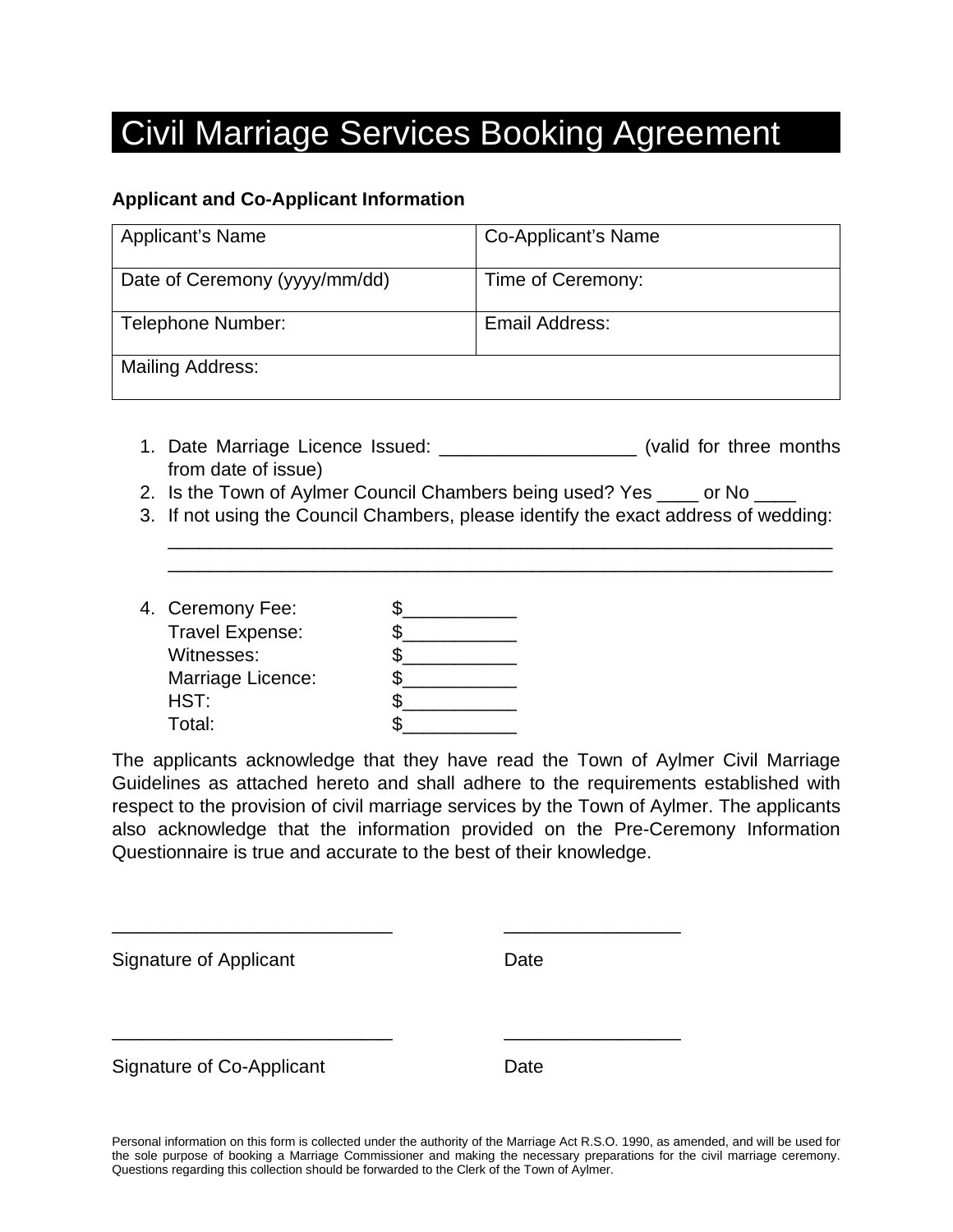# Civil Marriage Services Booking Agreement

**Applicant and Co-Applicant Information**

| Applicant's Name | Co-Applicant's Name |
|---|---|
| Date of Ceremony (yyyy/mm/dd) | Time of Ceremony: |
| Telephone Number: | Email Address: |
| Mailing Address: | |

1. Date Marriage Licence Issued: ___________________ (valid for three months from date of issue)
2. Is the Town of Aylmer Council Chambers being used? Yes ____ or No ____
3. If not using the Council Chambers, please identify the exact address of wedding:
   _________________________________________________________________
   _________________________________________________________________

4. Ceremony Fee: $___________
   Travel Expense: $___________
   Witnesses: $___________
   Marriage Licence: $___________
   HST: $___________
   Total: $___________

The applicants acknowledge that they have read the Town of Aylmer Civil Marriage Guidelines as attached hereto and shall adhere to the requirements established with respect to the provision of civil marriage services by the Town of Aylmer. The applicants also acknowledge that the information provided on the Pre-Ceremony Information Questionnaire is true and accurate to the best of their knowledge.

___________________________ _________________

Signature of Applicant Date

___________________________ _________________

Signature of Co-Applicant Date

Personal information on this form is collected under the authority of the Marriage Act R.S.O. 1990, as amended, and will be used for the sole purpose of booking a Marriage Commissioner and making the necessary preparations for the civil marriage ceremony. Questions regarding this collection should be forwarded to the Clerk of the Town of Aylmer.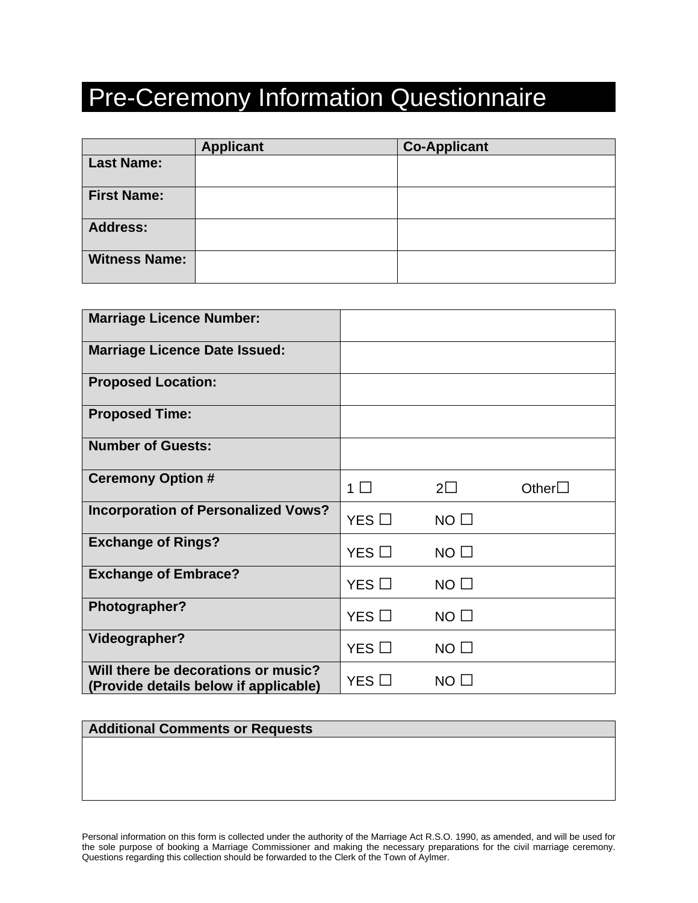# Pre-Ceremony Information Questionnaire

| | Applicant | Co-Applicant |
|---|---|---|
| **Last Name:** | | |
| **First Name:** | | |
| **Address:** | | |
| **Witness Name:** | | |

| | | | |
|---|---|---|---|
| **Marriage Licence Number:** | | | |
| **Marriage Licence Date Issued:** | | | |
| **Proposed Location:** | | | |
| **Proposed Time:** | | | |
| **Number of Guests:** | | | |
| **Ceremony Option #** | 1 ☐ | 2☐ | Other☐ |
| **Incorporation of Personalized Vows?** | YES ☐ | NO ☐ | |
| **Exchange of Rings?** | YES ☐ | NO ☐ | |
| **Exchange of Embrace?** | YES ☐ | NO ☐ | |
| **Photographer?** | YES ☐ | NO ☐ | |
| **Videographer?** | YES ☐ | NO ☐ | |
| **Will there be decorations or music? (Provide details below if applicable)** | YES ☐ | NO ☐ | |

| **Additional Comments or Requests** |
|---|
| |

Personal information on this form is collected under the authority of the Marriage Act R.S.O. 1990, as amended, and will be used for the sole purpose of booking a Marriage Commissioner and making the necessary preparations for the civil marriage ceremony. Questions regarding this collection should be forwarded to the Clerk of the Town of Aylmer.